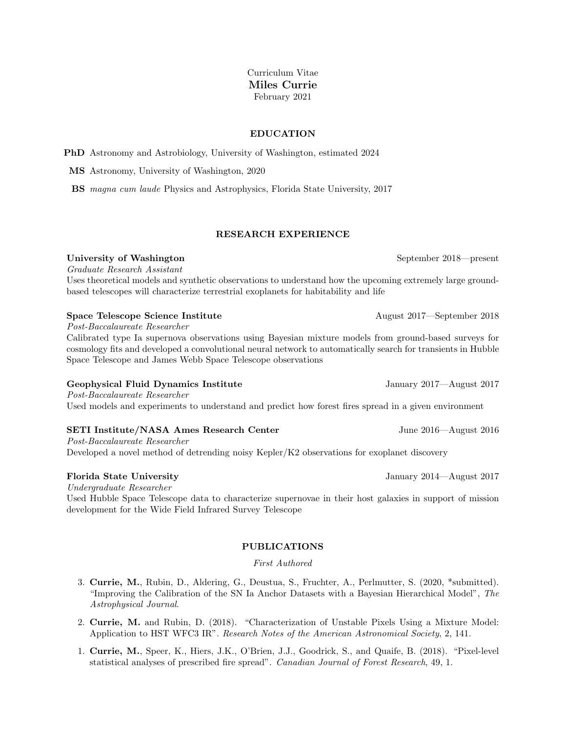Curriculum Vitae

# Miles Currie

February 2021

## EDUCATION

**PhD** Astronomy and Astrobiology, University of Washington, estimated 2024

**MS** Astronomy, University of Washington, 2020

**BS** *magna cum laude* Physics and Astrophysics, Florida State University, 2017

## RESEARCH EXPERIENCE

**University of Washington** September 2018—present
*Graduate Research Assistant*
Uses theoretical models and synthetic observations to understand how the upcoming extremely large ground-based telescopes will characterize terrestrial exoplanets for habitability and life

**Space Telescope Science Institute** August 2017—September 2018
*Post-Baccalaureate Researcher*
Calibrated type Ia supernova observations using Bayesian mixture models from ground-based surveys for cosmology fits and developed a convolutional neural network to automatically search for transients in Hubble Space Telescope and James Webb Space Telescope observations

**Geophysical Fluid Dynamics Institute** January 2017—August 2017
*Post-Baccalaureate Researcher*
Used models and experiments to understand and predict how forest fires spread in a given environment

**SETI Institute/NASA Ames Research Center** June 2016—August 2016
*Post-Baccalaureate Researcher*
Developed a novel method of detrending noisy Kepler/K2 observations for exoplanet discovery

**Florida State University** January 2014—August 2017
*Undergraduate Researcher*
Used Hubble Space Telescope data to characterize supernovae in their host galaxies in support of mission development for the Wide Field Infrared Survey Telescope

## PUBLICATIONS

*First Authored*

3. **Currie, M.**, Rubin, D., Aldering, G., Deustua, S., Fruchter, A., Perlmutter, S. (2020, *submitted). "Improving the Calibration of the SN Ia Anchor Datasets with a Bayesian Hierarchical Model", *The Astrophysical Journal*.

2. **Currie, M.** and Rubin, D. (2018). "Characterization of Unstable Pixels Using a Mixture Model: Application to HST WFC3 IR". *Research Notes of the American Astronomical Society*, 2, 141.

1. **Currie, M.**, Speer, K., Hiers, J.K., O'Brien, J.J., Goodrick, S., and Quaife, B. (2018). "Pixel-level statistical analyses of prescribed fire spread". *Canadian Journal of Forest Research*, 49, 1.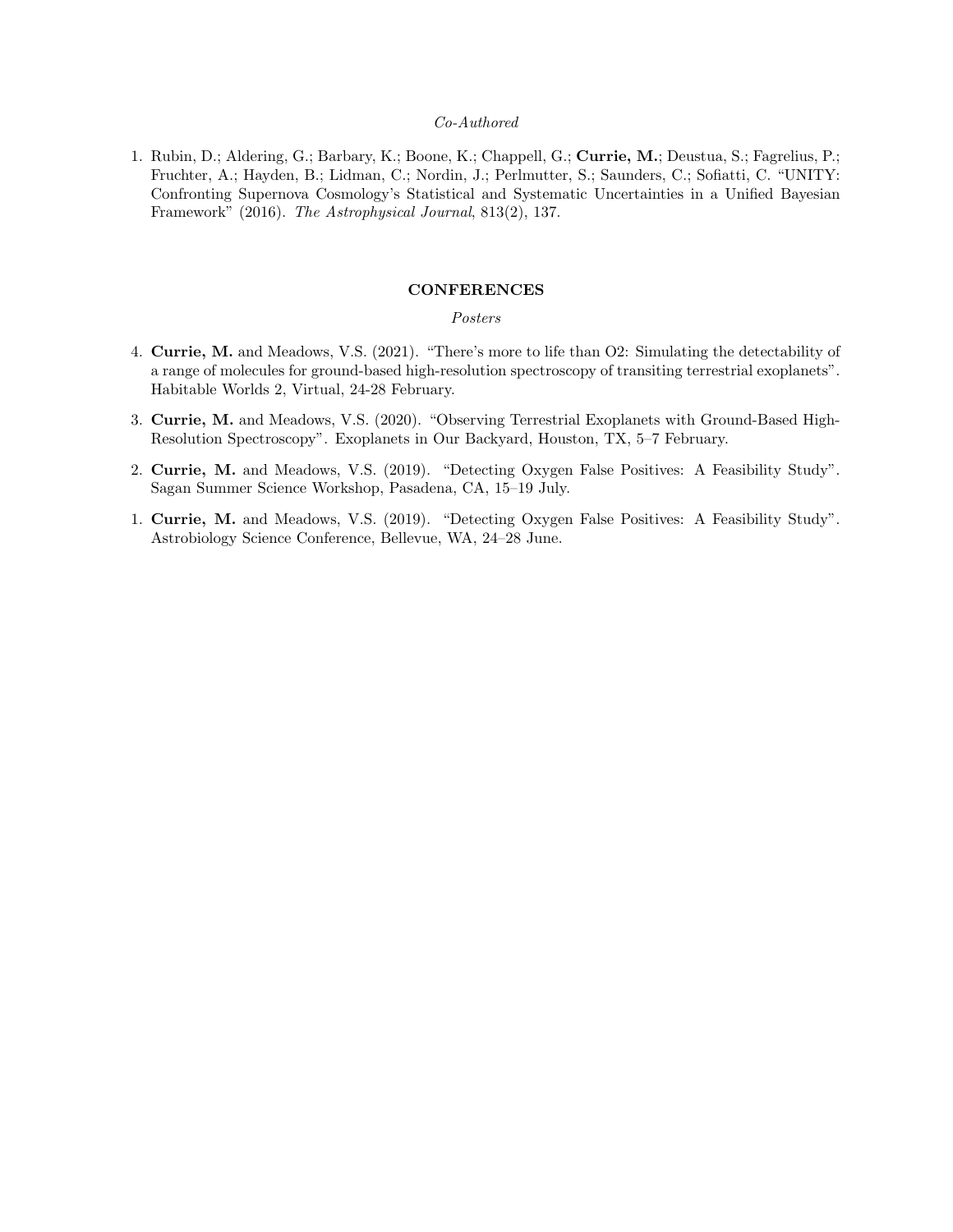*Co-Authored*

1. Rubin, D.; Aldering, G.; Barbary, K.; Boone, K.; Chappell, G.; **Currie, M.**; Deustua, S.; Fagrelius, P.; Fruchter, A.; Hayden, B.; Lidman, C.; Nordin, J.; Perlmutter, S.; Saunders, C.; Sofiatti, C. "UNITY: Confronting Supernova Cosmology's Statistical and Systematic Uncertainties in a Unified Bayesian Framework" (2016). *The Astrophysical Journal*, 813(2), 137.

## CONFERENCES

*Posters*

4. **Currie, M.** and Meadows, V.S. (2021). "There's more to life than O2: Simulating the detectability of a range of molecules for ground-based high-resolution spectroscopy of transiting terrestrial exoplanets". Habitable Worlds 2, Virtual, 24-28 February.

3. **Currie, M.** and Meadows, V.S. (2020). "Observing Terrestrial Exoplanets with Ground-Based High-Resolution Spectroscopy". Exoplanets in Our Backyard, Houston, TX, 5–7 February.

2. **Currie, M.** and Meadows, V.S. (2019). "Detecting Oxygen False Positives: A Feasibility Study". Sagan Summer Science Workshop, Pasadena, CA, 15–19 July.

1. **Currie, M.** and Meadows, V.S. (2019). "Detecting Oxygen False Positives: A Feasibility Study". Astrobiology Science Conference, Bellevue, WA, 24–28 June.